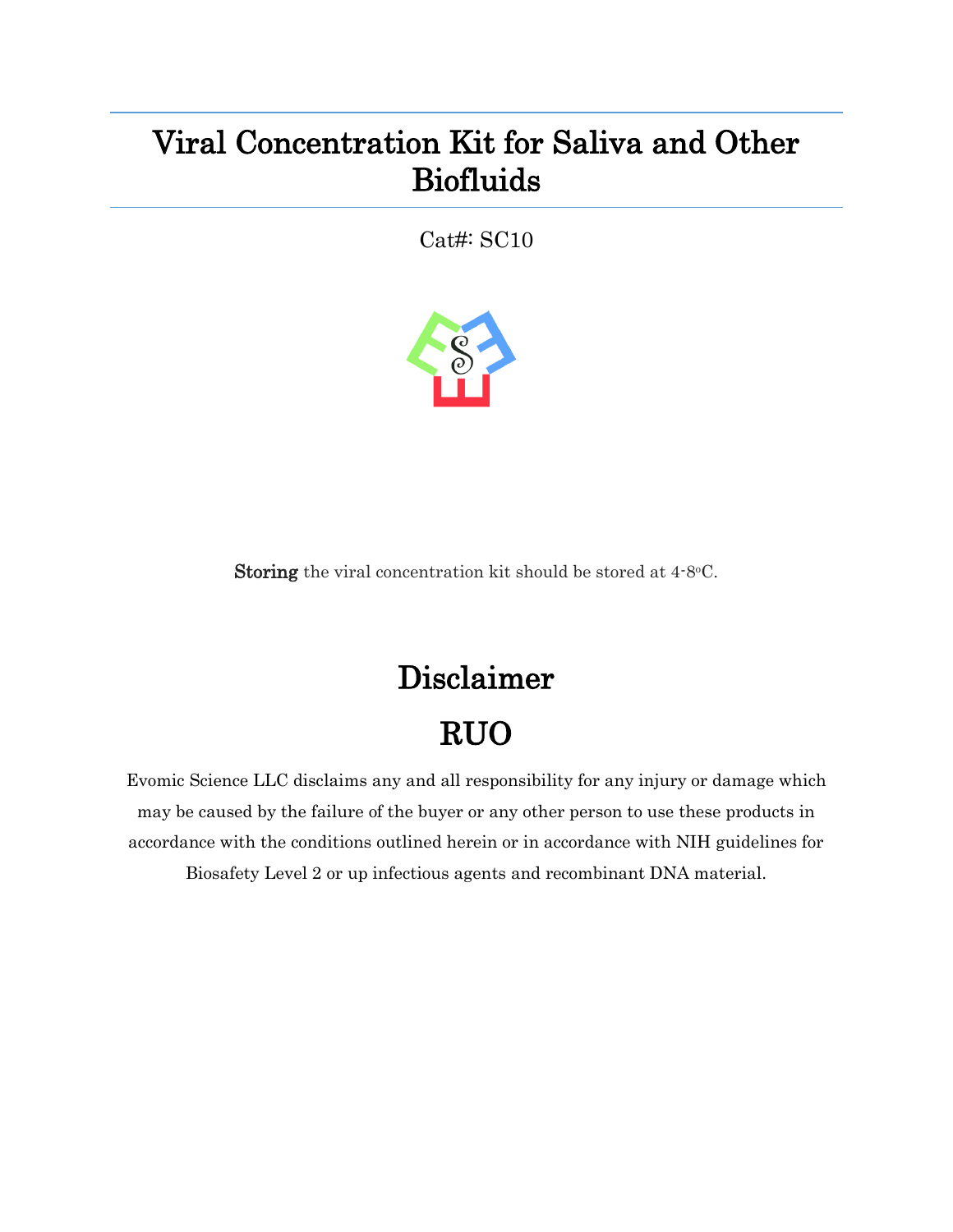# Viral Concentration Kit for Saliva and Other Biofluids

Cat#: SC10

**Storing** the viral concentration kit should be stored at 4-8°C.

## Disclaimer

## RUO

Evomic Science LLC disclaims any and all responsibility for any injury or damage which may be caused by the failure of the buyer or any other person to use these products in accordance with the conditions outlined herein or in accordance with NIH guidelines for Biosafety Level 2 or up infectious agents and recombinant DNA material.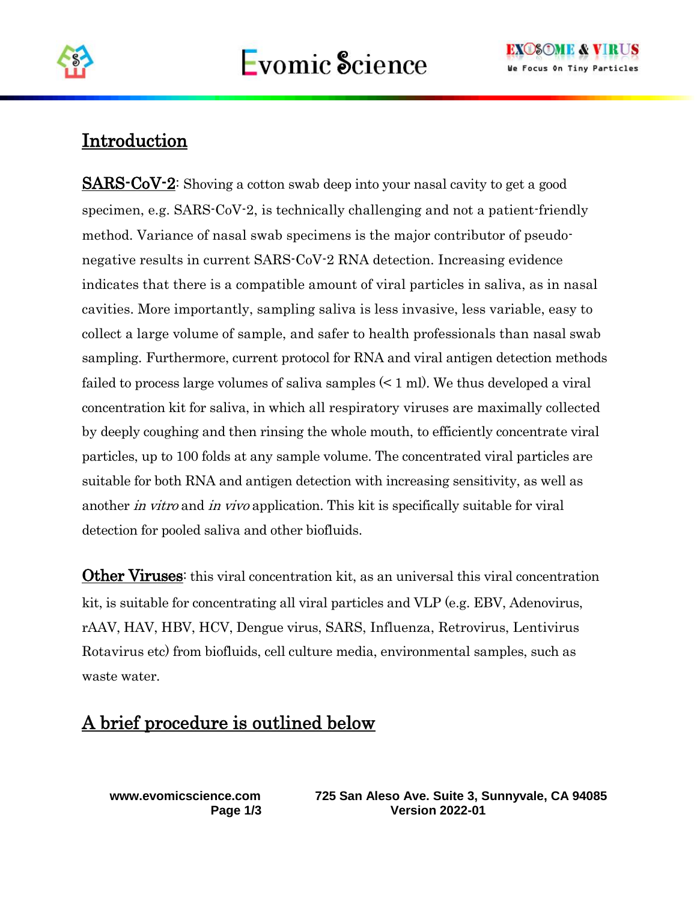## Introduction

**SARS-CoV-2**: Shoving a cotton swab deep into your nasal cavity to get a good specimen, e.g. SARS-CoV-2, is technically challenging and not a patient-friendly method. Variance of nasal swab specimens is the major contributor of pseudo-negative results in current SARS-CoV-2 RNA detection. Increasing evidence indicates that there is a compatible amount of viral particles in saliva, as in nasal cavities. More importantly, sampling saliva is less invasive, less variable, easy to collect a large volume of sample, and safer to health professionals than nasal swab sampling. Furthermore, current protocol for RNA and viral antigen detection methods failed to process large volumes of saliva samples (< 1 ml). We thus developed a viral concentration kit for saliva, in which all respiratory viruses are maximally collected by deeply coughing and then rinsing the whole mouth, to efficiently concentrate viral particles, up to 100 folds at any sample volume. The concentrated viral particles are suitable for both RNA and antigen detection with increasing sensitivity, as well as another *in vitro* and *in vivo* application. This kit is specifically suitable for viral detection for pooled saliva and other biofluids.

**Other Viruses**: this viral concentration kit, as an universal this viral concentration kit, is suitable for concentrating all viral particles and VLP (e.g. EBV, Adenovirus, rAAV, HAV, HBV, HCV, Dengue virus, SARS, Influenza, Retrovirus, Lentivirus Rotavirus etc) from biofluids, cell culture media, environmental samples, such as waste water.

## A brief procedure is outlined below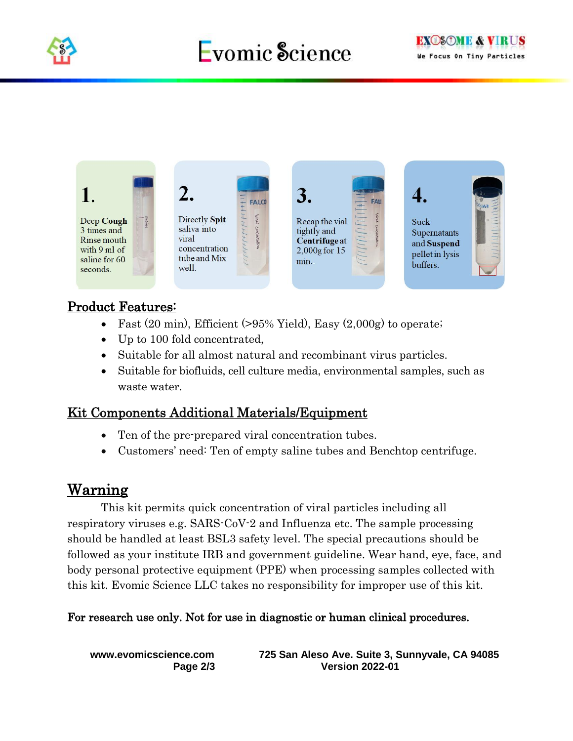**1.**

Deep **Cough** 3 times and Rinse mouth with 9 ml of saline for 60 seconds.

**2.**

Directly **Spit** saliva into viral concentration tube and Mix well.

**3.**

Recap the vial tightly and **Centrifuge** at 2,000g for 15 min.

**4.**

Suck Supernatants and **Suspend** pellet in lysis buffers.

## Product Features:

- Fast (20 min), Efficient (>95% Yield), Easy (2,000g) to operate;
- Up to 100 fold concentrated,
- Suitable for all almost natural and recombinant virus particles.
- Suitable for biofluids, cell culture media, environmental samples, such as waste water.

## Kit Components Additional Materials/Equipment

- Ten of the pre-prepared viral concentration tubes.
- Customers' need: Ten of empty saline tubes and Benchtop centrifuge.

## Warning

This kit permits quick concentration of viral particles including all respiratory viruses e.g. SARS-CoV-2 and Influenza etc. The sample processing should be handled at least BSL3 safety level. The special precautions should be followed as your institute IRB and government guideline. Wear hand, eye, face, and body personal protective equipment (PPE) when processing samples collected with this kit. Evomic Science LLC takes no responsibility for improper use of this kit.

**For research use only. Not for use in diagnostic or human clinical procedures.**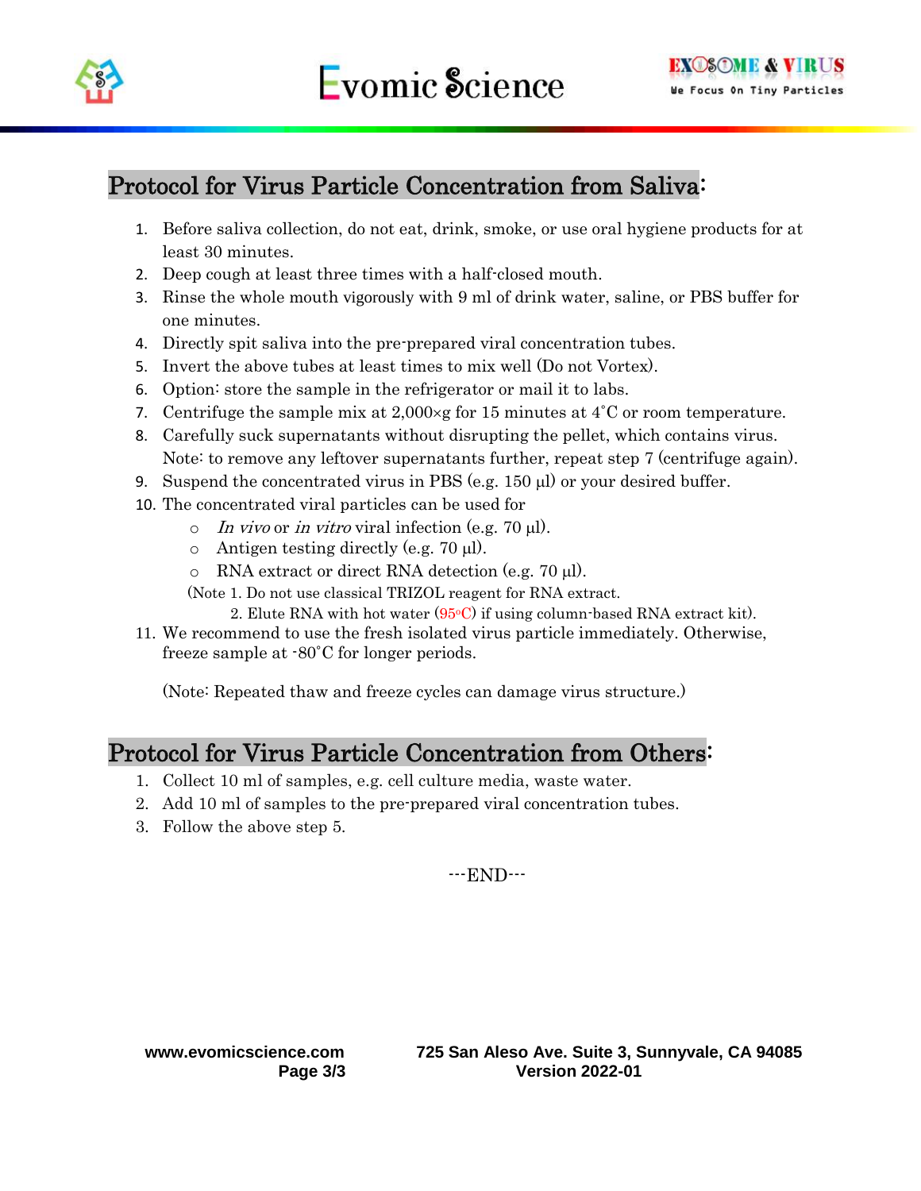## Protocol for Virus Particle Concentration from Saliva:

1. Before saliva collection, do not eat, drink, smoke, or use oral hygiene products for at least 30 minutes.
2. Deep cough at least three times with a half-closed mouth.
3. Rinse the whole mouth vigorously with 9 ml of drink water, saline, or PBS buffer for one minutes.
4. Directly spit saliva into the pre-prepared viral concentration tubes.
5. Invert the above tubes at least times to mix well (Do not Vortex).
6. Option: store the sample in the refrigerator or mail it to labs.
7. Centrifuge the sample mix at 2,000×g for 15 minutes at 4˚C or room temperature.
8. Carefully suck supernatants without disrupting the pellet, which contains virus. Note: to remove any leftover supernatants further, repeat step 7 (centrifuge again).
9. Suspend the concentrated virus in PBS (e.g. 150 µl) or your desired buffer.
10. The concentrated viral particles can be used for
    - *In vivo* or *in vitro* viral infection (e.g. 70 µl).
    - Antigen testing directly (e.g. 70 µl).
    - RNA extract or direct RNA detection (e.g. 70 µl).

    (Note 1. Do not use classical TRIZOL reagent for RNA extract.
    2. Elute RNA with hot water (95°C) if using column-based RNA extract kit).
11. We recommend to use the fresh isolated virus particle immediately. Otherwise, freeze sample at -80˚C for longer periods.

    (Note: Repeated thaw and freeze cycles can damage virus structure.)

## Protocol for Virus Particle Concentration from Others:

1. Collect 10 ml of samples, e.g. cell culture media, waste water.
2. Add 10 ml of samples to the pre-prepared viral concentration tubes.
3. Follow the above step 5.

---END---